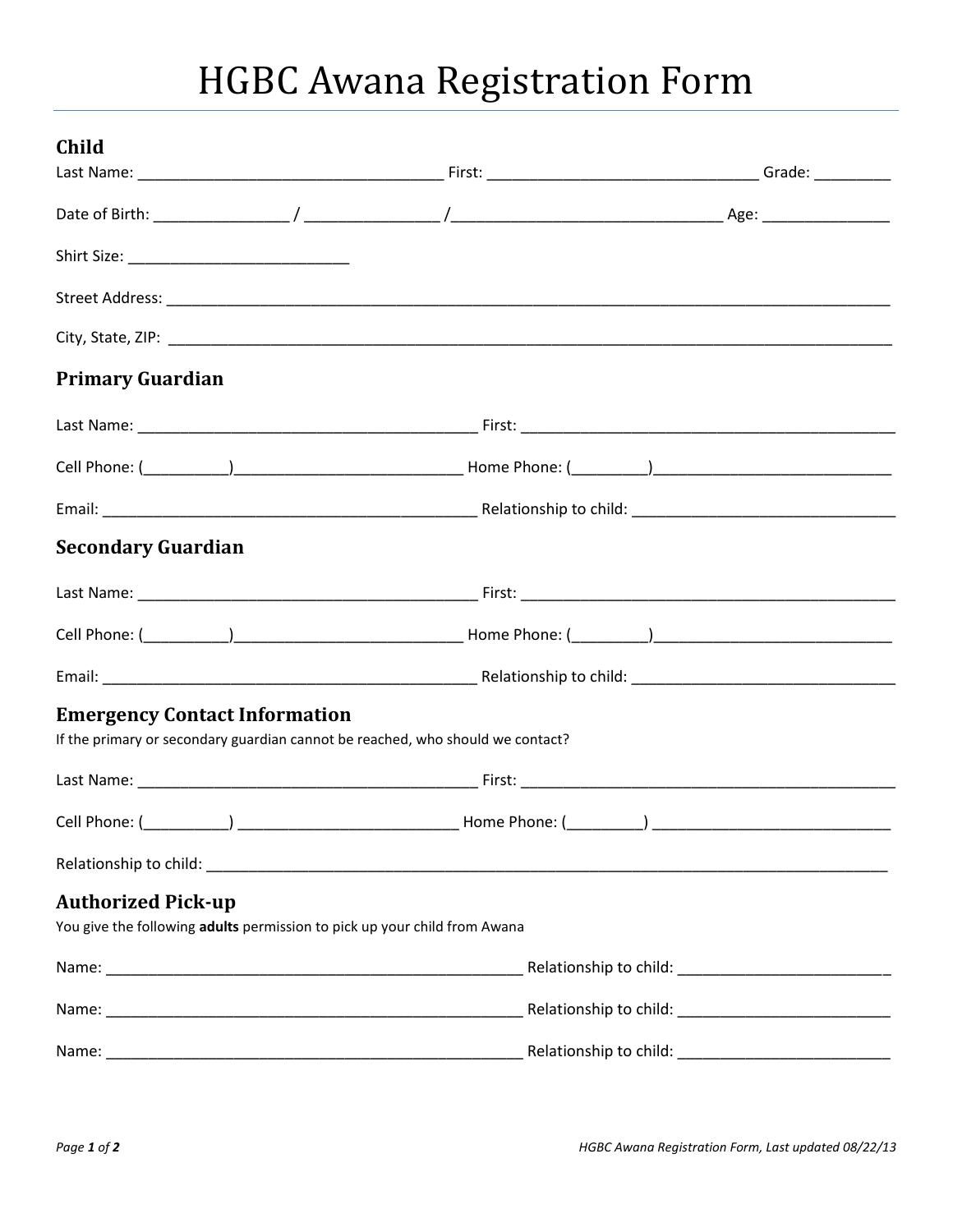# HGBC Awana Registration Form

## Child

Last Name: ___________________________________ First: ______________________________ Grade: ________

Date of Birth: _______________ / _______________ /______________________________ Age: ______________

Shirt Size: _________________________

Street Address: ____________________________________________________________________________________

City, State, ZIP: ____________________________________________________________________________________

## Primary Guardian

Last Name: ________________________________________ First: ____________________________________________

Cell Phone: (__________)__________________________ Home Phone: (_________)___________________________

Email: ____________________________________________ Relationship to child: ______________________________

## Secondary Guardian

Last Name: ________________________________________ First: ____________________________________________

Cell Phone: (__________)__________________________ Home Phone: (_________)___________________________

Email: ____________________________________________ Relationship to child: ______________________________

## Emergency Contact Information

If the primary or secondary guardian cannot be reached, who should we contact?

Last Name: ________________________________________ First: ____________________________________________

Cell Phone: (__________) _________________________ Home Phone: (_________) __________________________

Relationship to child: _______________________________________________________________________________

## Authorized Pick-up

You give the following **adults** permission to pick up your child from Awana

Name: ________________________________________________ Relationship to child: ________________________

Name: ________________________________________________ Relationship to child: ________________________

Name: ________________________________________________ Relationship to child: ________________________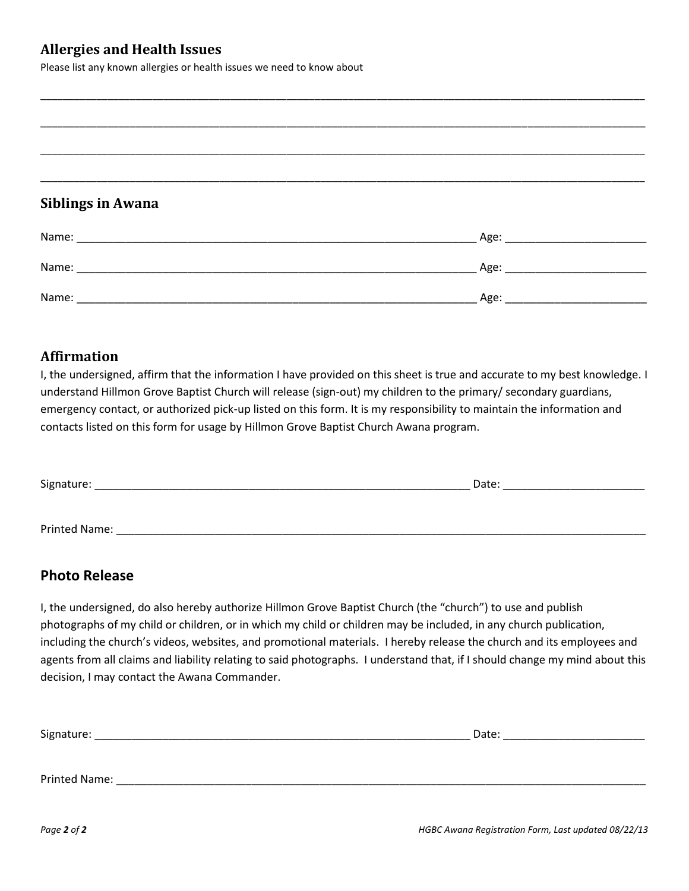## Allergies and Health Issues

Please list any known allergies or health issues we need to know about

\_\_\_\_\_\_\_\_\_\_\_\_\_\_\_\_\_\_\_\_\_\_\_\_\_\_\_\_\_\_\_\_\_\_\_\_\_\_\_\_\_\_\_\_\_\_\_\_\_\_\_\_\_\_\_\_\_\_\_\_\_\_\_\_\_\_\_\_\_\_\_\_\_\_\_\_\_\_\_\_\_\_\_\_\_\_\_\_\_\_

\_\_\_\_\_\_\_\_\_\_\_\_\_\_\_\_\_\_\_\_\_\_\_\_\_\_\_\_\_\_\_\_\_\_\_\_\_\_\_\_\_\_\_\_\_\_\_\_\_\_\_\_\_\_\_\_\_\_\_\_\_\_\_\_\_\_\_\_\_\_\_\_\_\_\_\_\_\_\_\_\_\_\_\_\_\_\_\_\_\_

\_\_\_\_\_\_\_\_\_\_\_\_\_\_\_\_\_\_\_\_\_\_\_\_\_\_\_\_\_\_\_\_\_\_\_\_\_\_\_\_\_\_\_\_\_\_\_\_\_\_\_\_\_\_\_\_\_\_\_\_\_\_\_\_\_\_\_\_\_\_\_\_\_\_\_\_\_\_\_\_\_\_\_\_\_\_\_\_\_\_

\_\_\_\_\_\_\_\_\_\_\_\_\_\_\_\_\_\_\_\_\_\_\_\_\_\_\_\_\_\_\_\_\_\_\_\_\_\_\_\_\_\_\_\_\_\_\_\_\_\_\_\_\_\_\_\_\_\_\_\_\_\_\_\_\_\_\_\_\_\_\_\_\_\_\_\_\_\_\_\_\_\_\_\_\_\_\_\_\_\_

## Siblings in Awana

Name: \_\_\_\_\_\_\_\_\_\_\_\_\_\_\_\_\_\_\_\_\_\_\_\_\_\_\_\_\_\_\_\_\_\_\_\_\_\_\_\_\_\_\_\_\_\_\_\_\_\_\_\_\_\_\_\_\_\_\_\_\_\_\_ Age: \_\_\_\_\_\_\_\_\_\_\_\_\_\_\_\_\_\_\_\_\_\_\_

Name: \_\_\_\_\_\_\_\_\_\_\_\_\_\_\_\_\_\_\_\_\_\_\_\_\_\_\_\_\_\_\_\_\_\_\_\_\_\_\_\_\_\_\_\_\_\_\_\_\_\_\_\_\_\_\_\_\_\_\_\_\_\_\_ Age: \_\_\_\_\_\_\_\_\_\_\_\_\_\_\_\_\_\_\_\_\_\_\_

Name: \_\_\_\_\_\_\_\_\_\_\_\_\_\_\_\_\_\_\_\_\_\_\_\_\_\_\_\_\_\_\_\_\_\_\_\_\_\_\_\_\_\_\_\_\_\_\_\_\_\_\_\_\_\_\_\_\_\_\_\_\_\_\_ Age: \_\_\_\_\_\_\_\_\_\_\_\_\_\_\_\_\_\_\_\_\_\_\_

## Affirmation

I, the undersigned, affirm that the information I have provided on this sheet is true and accurate to my best knowledge. I understand Hillmon Grove Baptist Church will release (sign-out) my children to the primary/ secondary guardians, emergency contact, or authorized pick-up listed on this form. It is my responsibility to maintain the information and contacts listed on this form for usage by Hillmon Grove Baptist Church Awana program.

Signature: \_\_\_\_\_\_\_\_\_\_\_\_\_\_\_\_\_\_\_\_\_\_\_\_\_\_\_\_\_\_\_\_\_\_\_\_\_\_\_\_\_\_\_\_\_\_\_\_\_\_\_\_\_\_\_\_\_\_\_\_ Date: \_\_\_\_\_\_\_\_\_\_\_\_\_\_\_\_\_\_\_\_\_\_\_

Printed Name: \_\_\_\_\_\_\_\_\_\_\_\_\_\_\_\_\_\_\_\_\_\_\_\_\_\_\_\_\_\_\_\_\_\_\_\_\_\_\_\_\_\_\_\_\_\_\_\_\_\_\_\_\_\_\_\_\_\_\_\_\_\_\_\_\_\_\_\_\_\_\_\_\_\_\_\_\_\_\_\_\_\_\_\_

## Photo Release

I, the undersigned, do also hereby authorize Hillmon Grove Baptist Church (the "church") to use and publish photographs of my child or children, or in which my child or children may be included, in any church publication, including the church's videos, websites, and promotional materials. I hereby release the church and its employees and agents from all claims and liability relating to said photographs. I understand that, if I should change my mind about this decision, I may contact the Awana Commander.

Signature: \_\_\_\_\_\_\_\_\_\_\_\_\_\_\_\_\_\_\_\_\_\_\_\_\_\_\_\_\_\_\_\_\_\_\_\_\_\_\_\_\_\_\_\_\_\_\_\_\_\_\_\_\_\_\_\_\_\_\_\_ Date: \_\_\_\_\_\_\_\_\_\_\_\_\_\_\_\_\_\_\_\_\_\_\_

Printed Name: \_\_\_\_\_\_\_\_\_\_\_\_\_\_\_\_\_\_\_\_\_\_\_\_\_\_\_\_\_\_\_\_\_\_\_\_\_\_\_\_\_\_\_\_\_\_\_\_\_\_\_\_\_\_\_\_\_\_\_\_\_\_\_\_\_\_\_\_\_\_\_\_\_\_\_\_\_\_\_\_\_\_\_\_